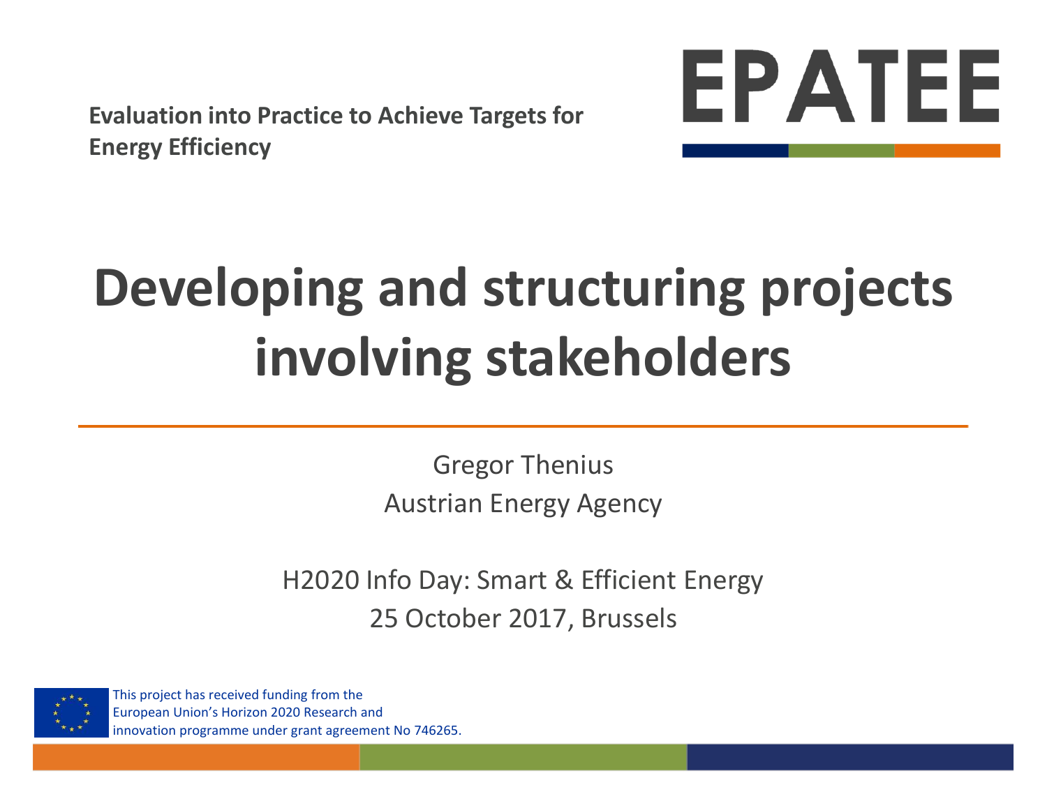**Evaluation into Practice to Achieve Targets for Energy Efficiency**

EPATEE

# Developing and structuring projects involving stakeholders

Gregor Thenius

Austrian Energy Agency

H2020 Info Day: Smart & Efficient Energy

25 October 2017, Brussels

This project has received funding from the European Union's Horizon 2020 Research and innovation programme under grant agreement No 746265.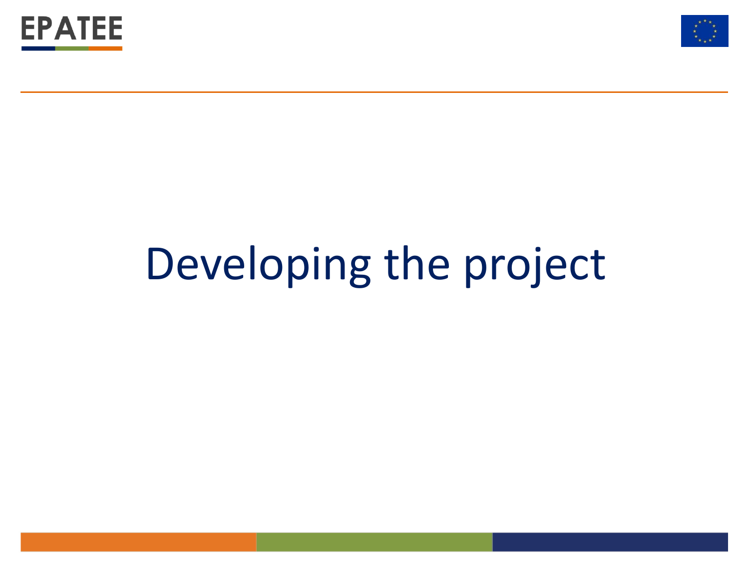# Developing the project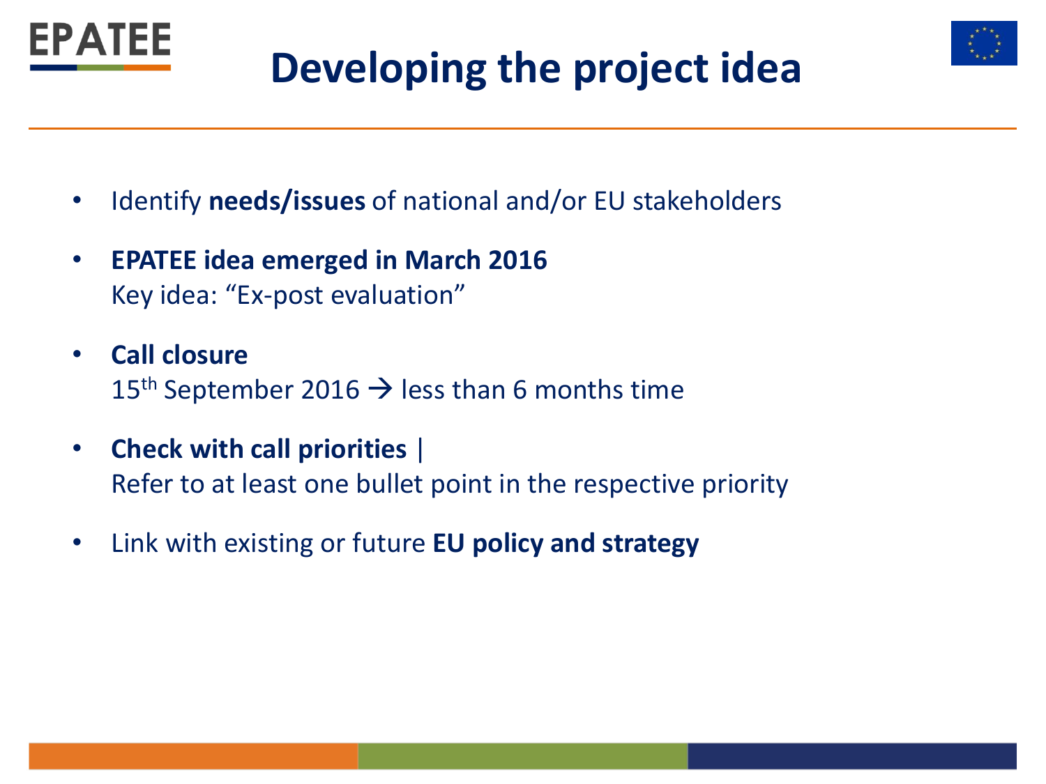# Developing the project idea

- Identify **needs/issues** of national and/or EU stakeholders
- **EPATEE idea emerged in March 2016**
  Key idea: "Ex-post evaluation"
- **Call closure**
  15th September 2016 → less than 6 months time
- **Check with call priorities** |
  Refer to at least one bullet point in the respective priority
- Link with existing or future **EU policy and strategy**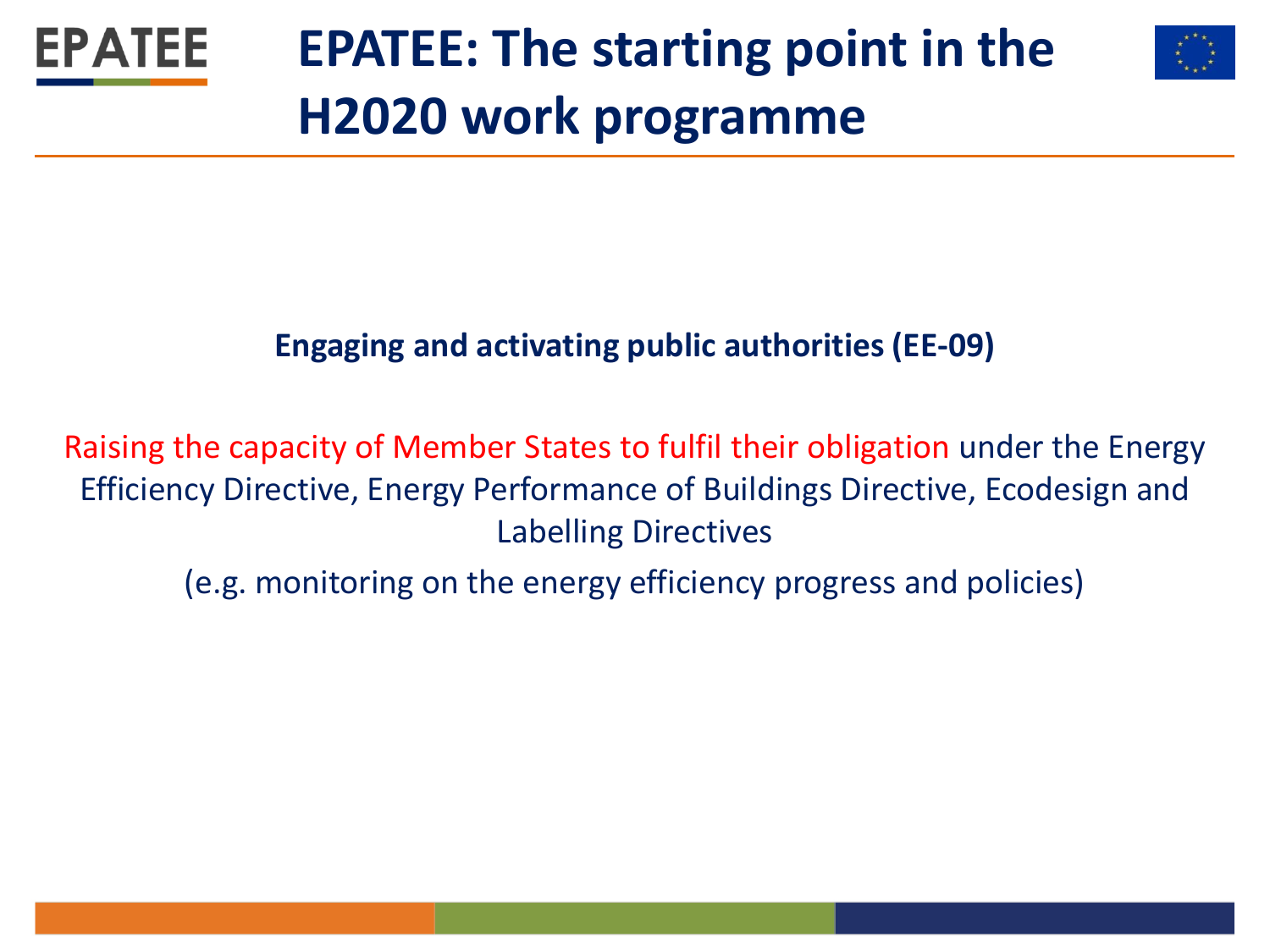# EPATEE: The starting point in the H2020 work programme

**Engaging and activating public authorities (EE-09)**

Raising the capacity of Member States to fulfil their obligation under the Energy Efficiency Directive, Energy Performance of Buildings Directive, Ecodesign and Labelling Directives

(e.g. monitoring on the energy efficiency progress and policies)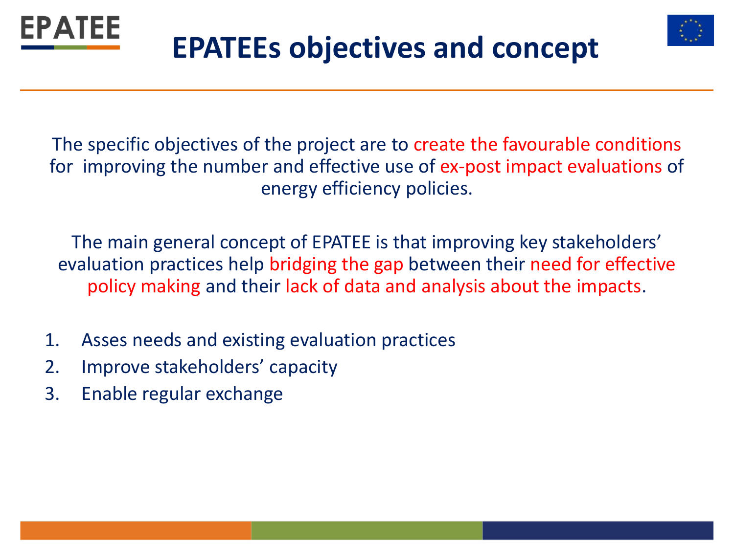# EPATEEs objectives and concept

The specific objectives of the project are to create the favourable conditions for improving the number and effective use of ex-post impact evaluations of energy efficiency policies.

The main general concept of EPATEE is that improving key stakeholders' evaluation practices help bridging the gap between their need for effective policy making and their lack of data and analysis about the impacts.

1. Asses needs and existing evaluation practices
2. Improve stakeholders' capacity
3. Enable regular exchange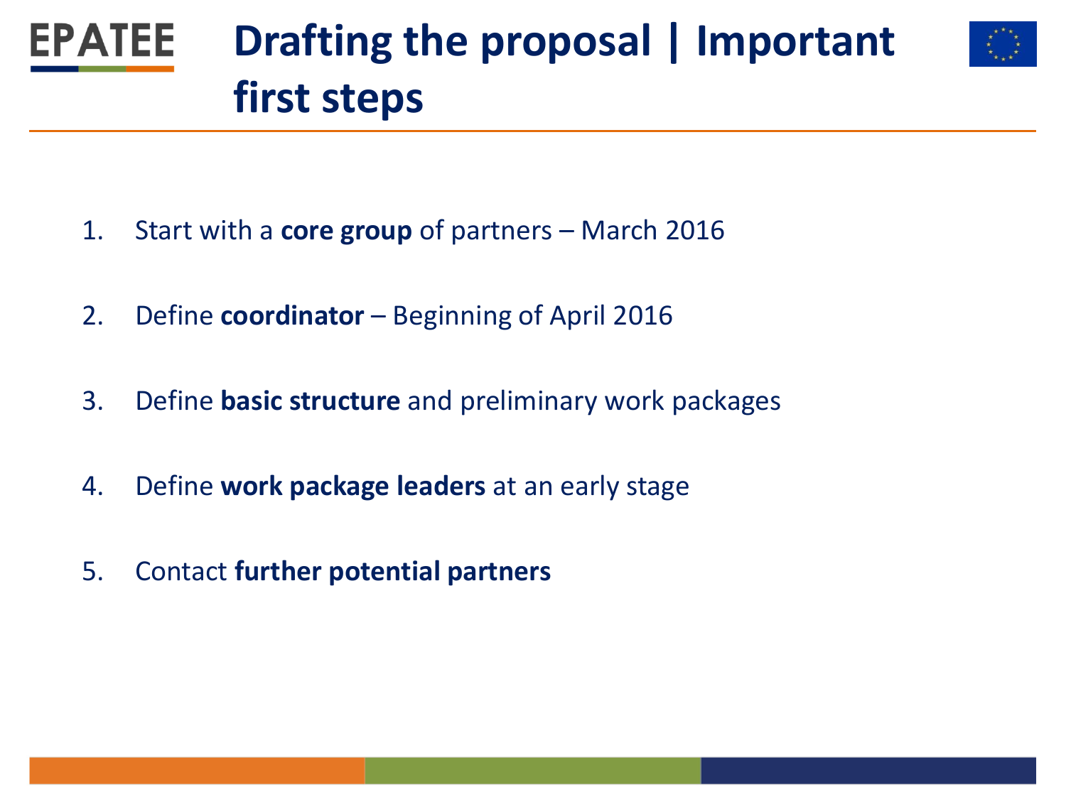# Drafting the proposal | Important first steps

1. Start with a **core group** of partners – March 2016

2. Define **coordinator** – Beginning of April 2016

3. Define **basic structure** and preliminary work packages

4. Define **work package leaders** at an early stage

5. Contact **further potential partners**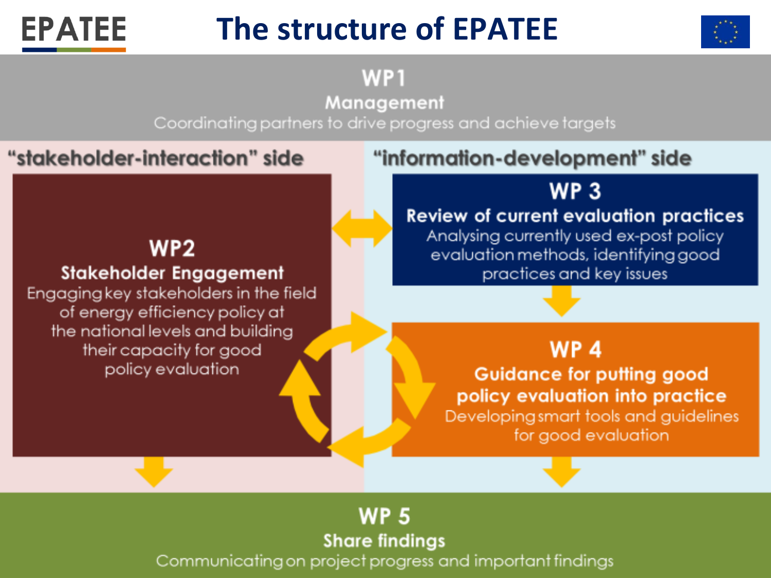# The structure of EPATEE

## WP1

**Management**

Coordinating partners to drive progress and achieve targets

### "stakeholder-interaction" side

## WP2

**Stakeholder Engagement**

Engaging key stakeholders in the field of energy efficiency policy at the national levels and building their capacity for good policy evaluation

### "information-development" side

## WP 3

**Review of current evaluation practices**

Analysing currently used ex-post policy evaluation methods, identifying good practices and key issues

## WP 4

**Guidance for putting good policy evaluation into practice**

Developing smart tools and guidelines for good evaluation

## WP 5

**Share findings**

Communicating on project progress and important findings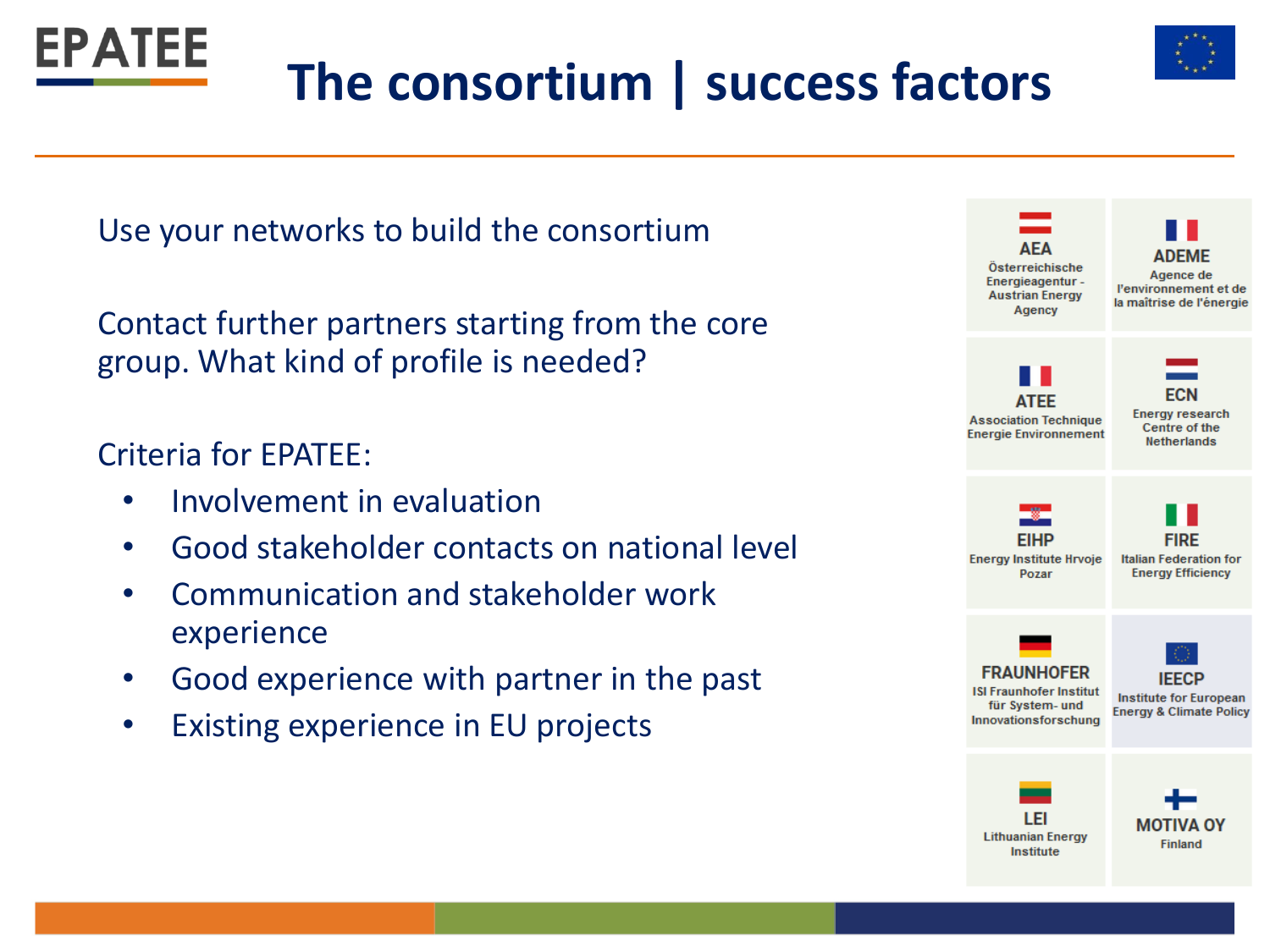# The consortium | success factors

Use your networks to build the consortium

Contact further partners starting from the core group. What kind of profile is needed?

Criteria for EPATEE:

- Involvement in evaluation
- Good stakeholder contacts on national level
- Communication and stakeholder work experience
- Good experience with partner in the past
- Existing experience in EU projects

| | |
|---|---|
| **AEA** Österreichische Energieagentur - Austrian Energy Agency | **ADEME** Agence de l'environnement et de la maîtrise de l'énergie |
| **ATEE** Association Technique Energie Environnement | **ECN** Energy research Centre of the Netherlands |
| **EIHP** Energy Institute Hrvoje Pozar | **FIRE** Italian Federation for Energy Efficiency |
| **FRAUNHOFER** ISI Fraunhofer Institut für System- und Innovationsforschung | **IEECP** Institute for European Energy & Climate Policy |
| **LEI** Lithuanian Energy Institute | **MOTIVA OY** Finland |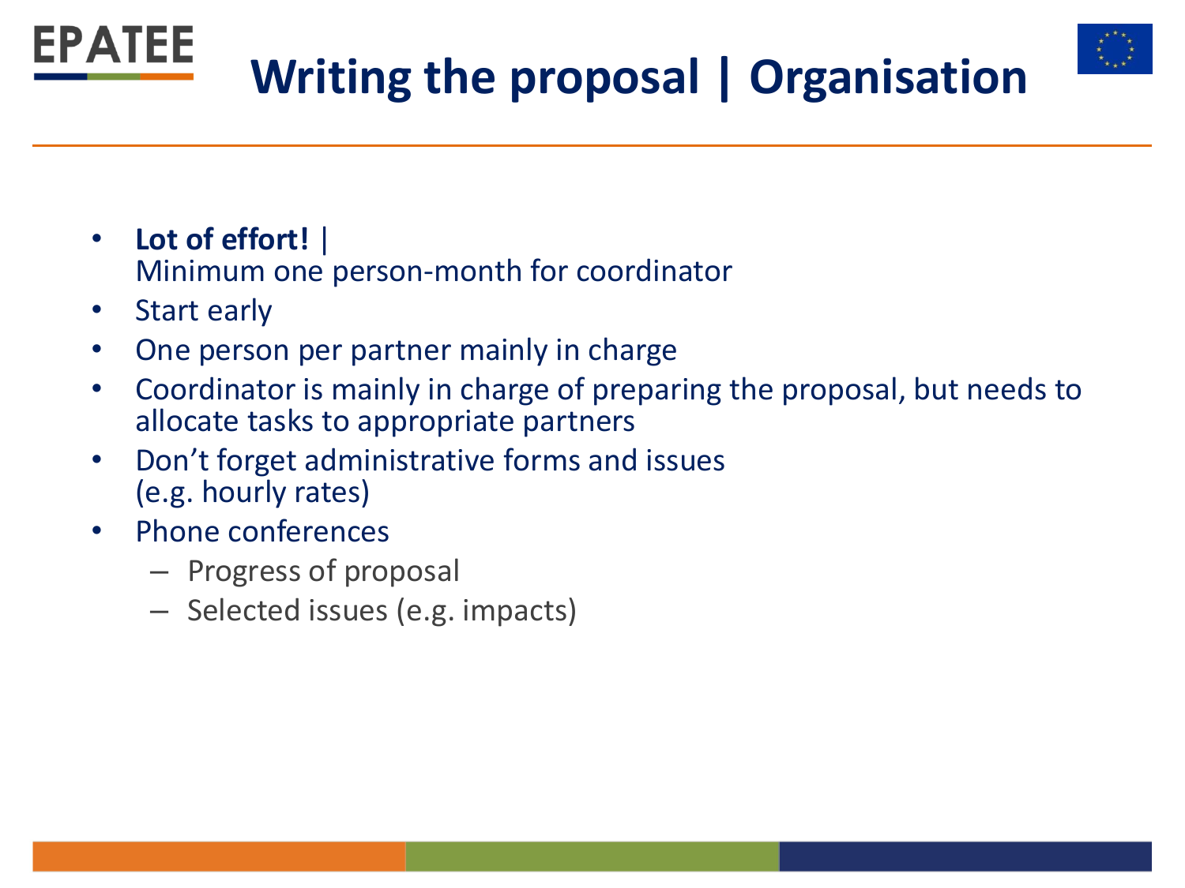# Writing the proposal | Organisation

- **Lot of effort!** |
  Minimum one person-month for coordinator
- Start early
- One person per partner mainly in charge
- Coordinator is mainly in charge of preparing the proposal, but needs to allocate tasks to appropriate partners
- Don't forget administrative forms and issues
  (e.g. hourly rates)
- Phone conferences
  - Progress of proposal
  - Selected issues (e.g. impacts)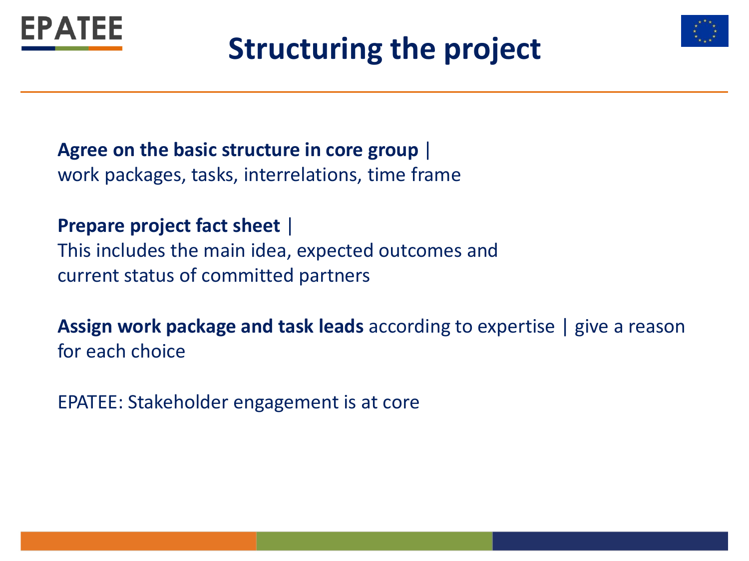# Structuring the project

**Agree on the basic structure in core group** |
work packages, tasks, interrelations, time frame

**Prepare project fact sheet** |
This includes the main idea, expected outcomes and current status of committed partners

**Assign work package and task leads** according to expertise | give a reason for each choice

EPATEE: Stakeholder engagement is at core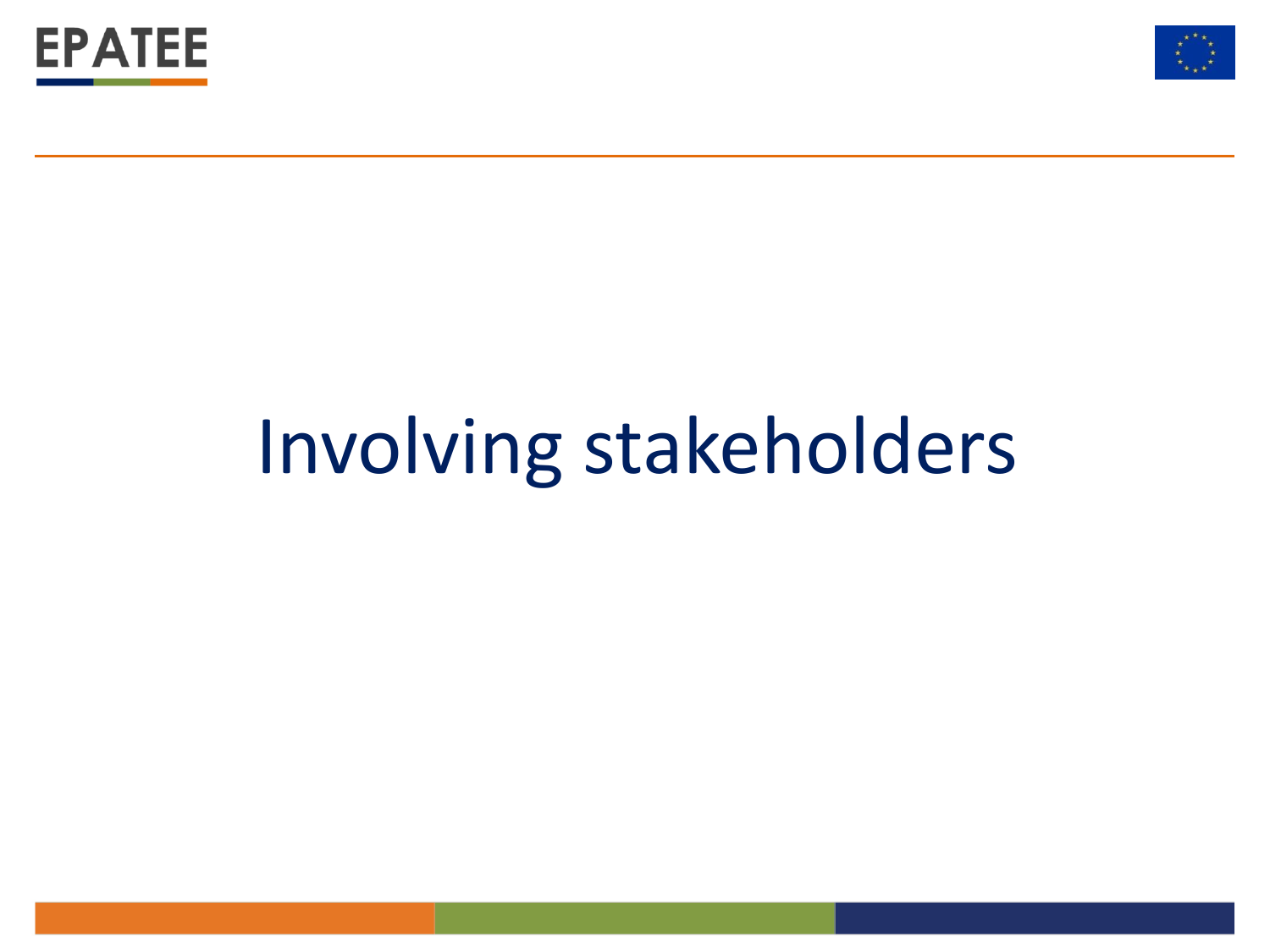# Involving stakeholders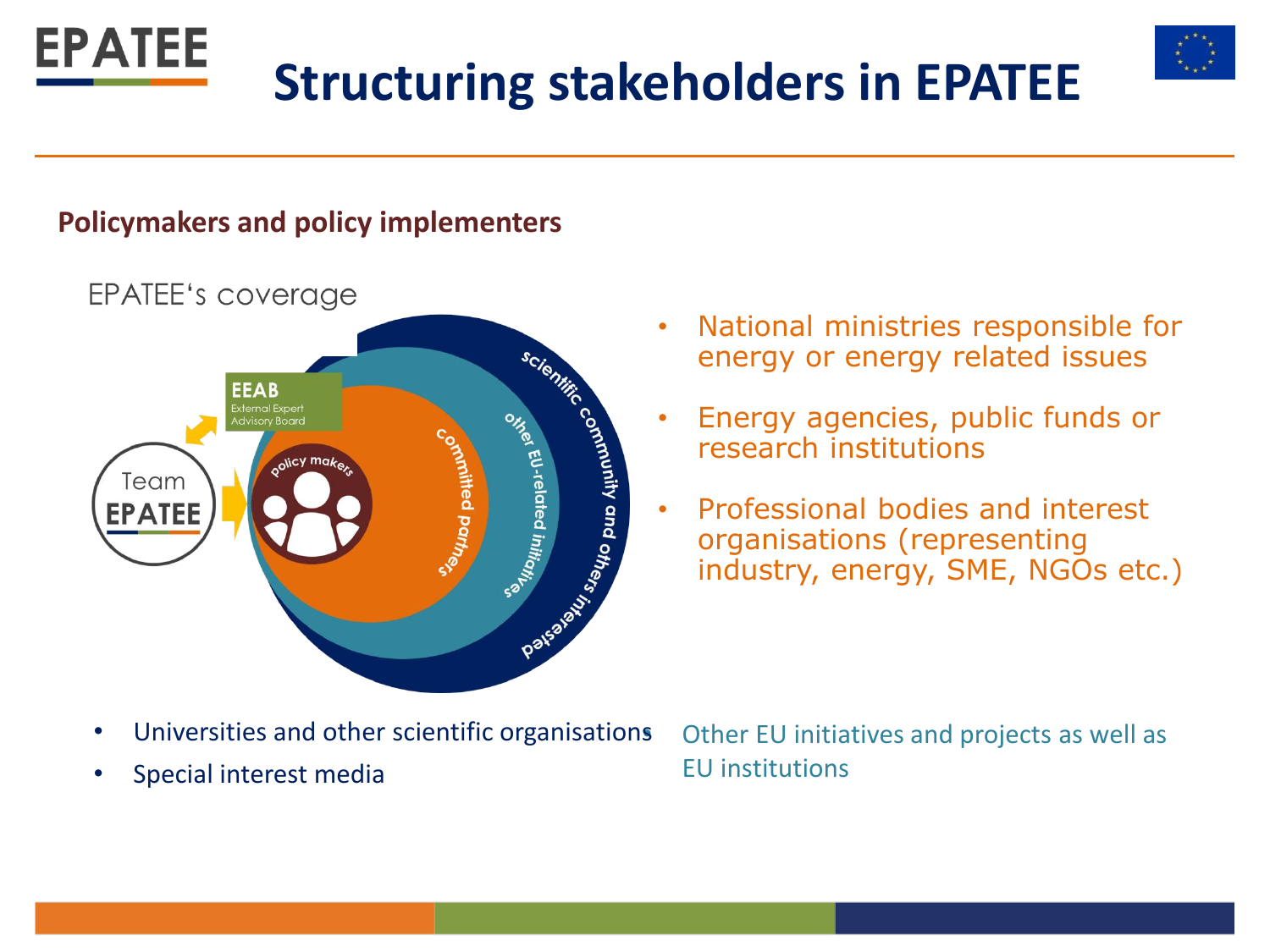# Structuring stakeholders in EPATEE

**Policymakers and policy implementers**

EPATEE's coverage

EEAB
External Expert Advisory Board

Team EPATEE

policy makers

committed partners

other EU-related initiatives

scientific community and others interested

- National ministries responsible for energy or energy related issues
- Energy agencies, public funds or research institutions
- Professional bodies and interest organisations (representing industry, energy, SME, NGOs etc.)

- Universities and other scientific organisations
- Special interest media

- Other EU initiatives and projects as well as EU institutions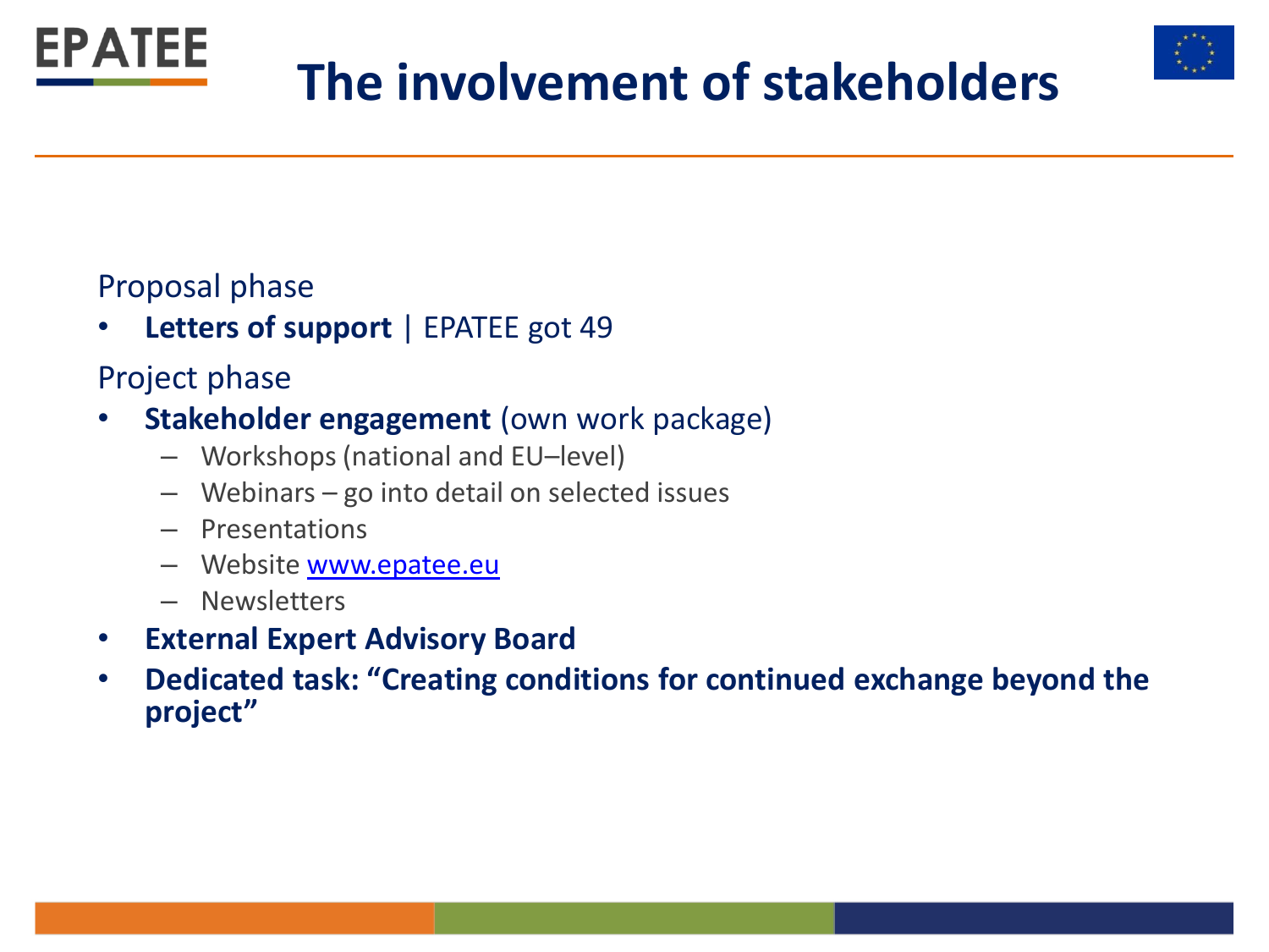# The involvement of stakeholders

Proposal phase

- **Letters of support** | EPATEE got 49

Project phase

- **Stakeholder engagement** (own work package)
  - Workshops (national and EU–level)
  - Webinars – go into detail on selected issues
  - Presentations
  - Website [www.epatee.eu](http://www.epatee.eu)
  - Newsletters
- **External Expert Advisory Board**
- **Dedicated task: "Creating conditions for continued exchange beyond the project"**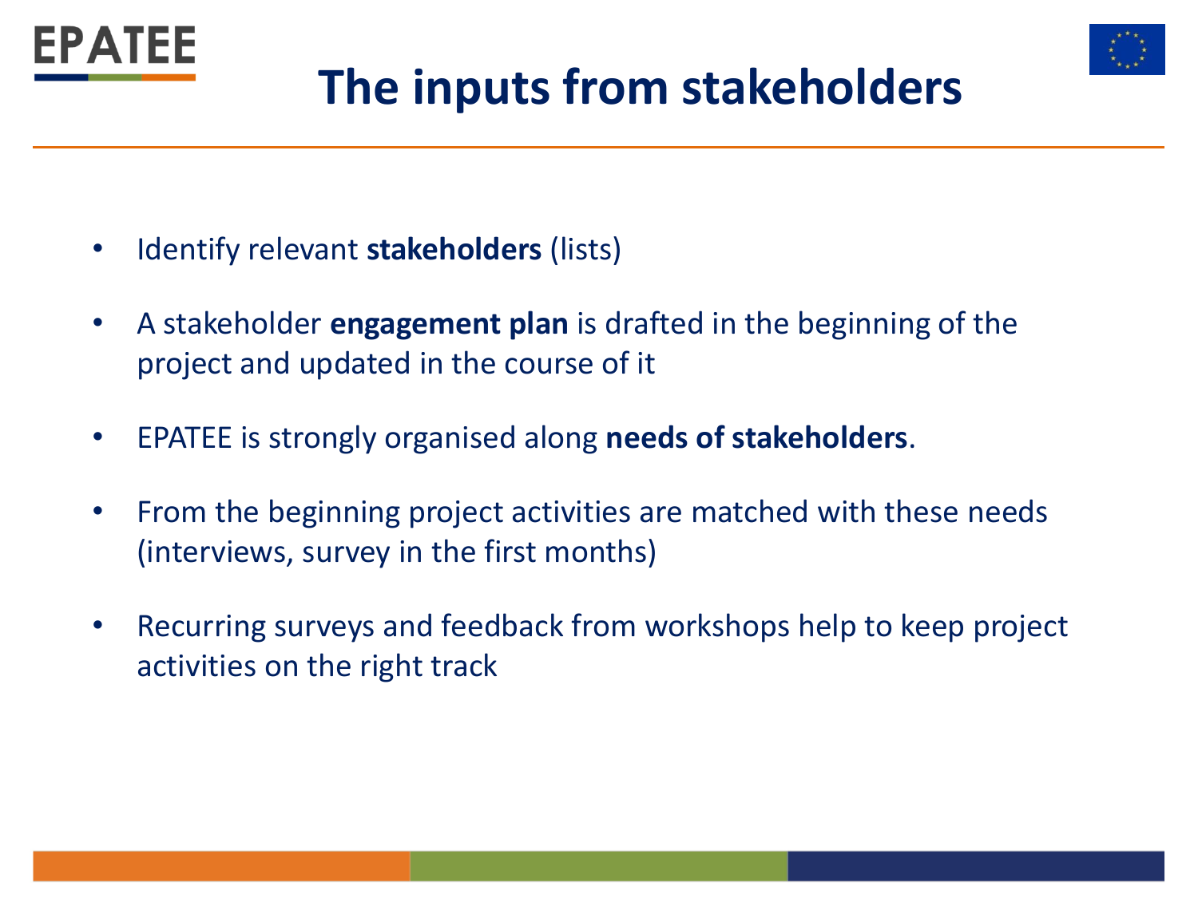# The inputs from stakeholders

- Identify relevant **stakeholders** (lists)
- A stakeholder **engagement plan** is drafted in the beginning of the project and updated in the course of it
- EPATEE is strongly organised along **needs of stakeholders**.
- From the beginning project activities are matched with these needs (interviews, survey in the first months)
- Recurring surveys and feedback from workshops help to keep project activities on the right track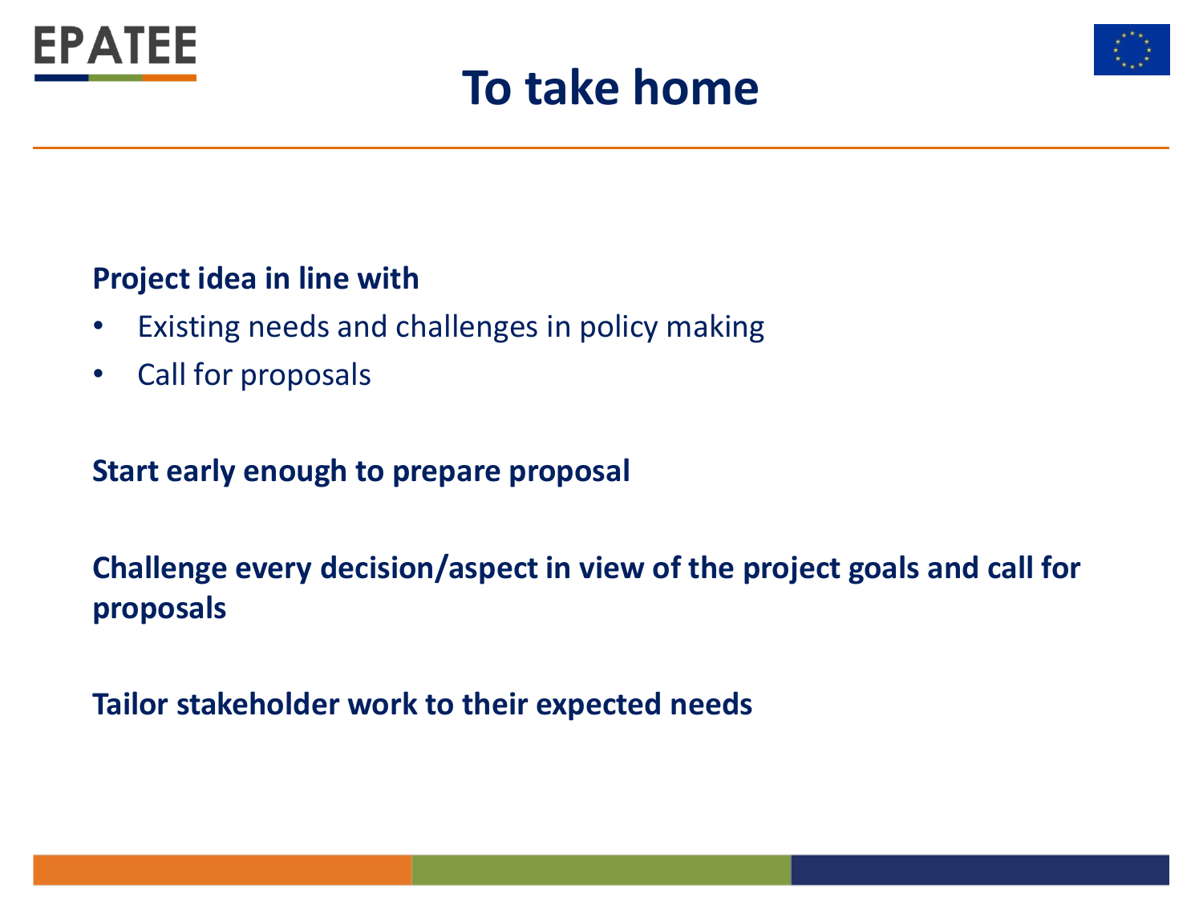# To take home

**Project idea in line with**

- Existing needs and challenges in policy making
- Call for proposals

**Start early enough to prepare proposal**

**Challenge every decision/aspect in view of the project goals and call for proposals**

**Tailor stakeholder work to their expected needs**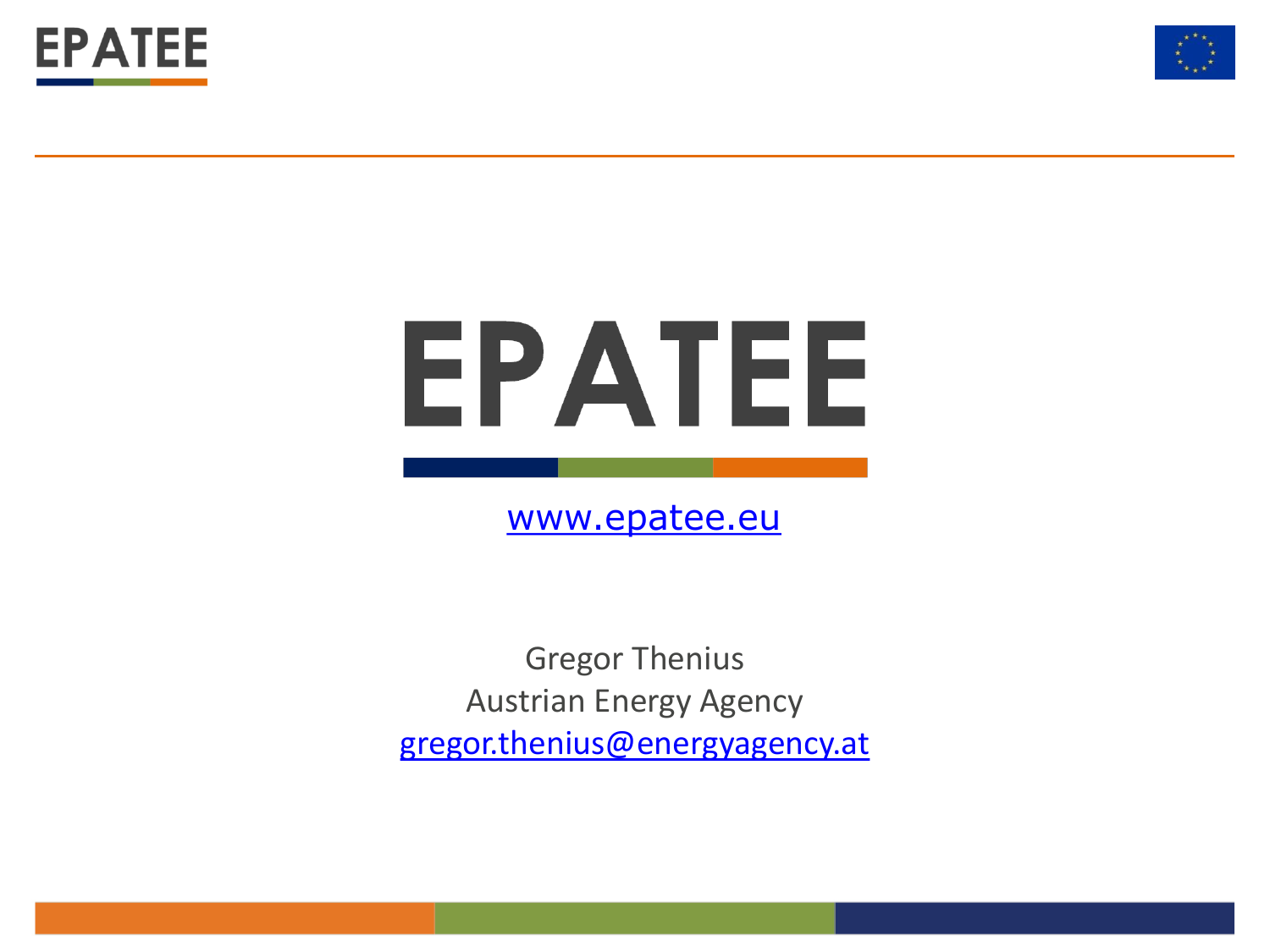# EPATEE

www.epatee.eu

Gregor Thenius
Austrian Energy Agency
gregor.thenius@energyagency.at